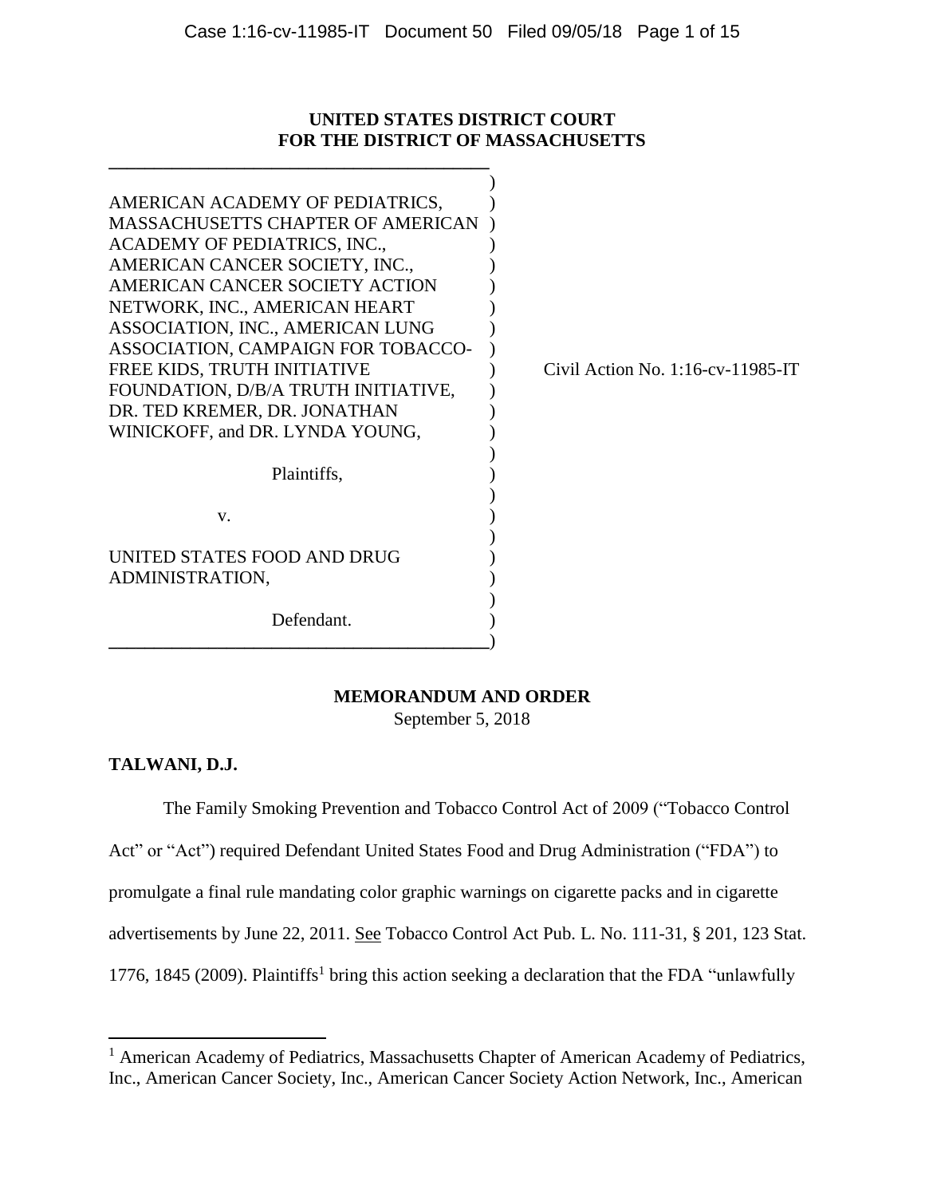**UNITED STATES DISTRICT COURT**
**FOR THE DISTRICT OF MASSACHUSETTS**

AMERICAN ACADEMY OF PEDIATRICS, MASSACHUSETTS CHAPTER OF AMERICAN ACADEMY OF PEDIATRICS, INC., AMERICAN CANCER SOCIETY, INC., AMERICAN CANCER SOCIETY ACTION NETWORK, INC., AMERICAN HEART ASSOCIATION, INC., AMERICAN LUNG ASSOCIATION, CAMPAIGN FOR TOBACCO-FREE KIDS, TRUTH INITIATIVE FOUNDATION, D/B/A TRUTH INITIATIVE, DR. TED KREMER, DR. JONATHAN WINICKOFF, and DR. LYNDA YOUNG,

Plaintiffs,

v.

UNITED STATES FOOD AND DRUG ADMINISTRATION,

Defendant.

Civil Action No. 1:16-cv-11985-IT

**MEMORANDUM AND ORDER**

September 5, 2018

**TALWANI, D.J.**

The Family Smoking Prevention and Tobacco Control Act of 2009 ("Tobacco Control Act" or "Act") required Defendant United States Food and Drug Administration ("FDA") to promulgate a final rule mandating color graphic warnings on cigarette packs and in cigarette advertisements by June 22, 2011. See Tobacco Control Act Pub. L. No. 111-31, § 201, 123 Stat. 1776, 1845 (2009). Plaintiffs[1] bring this action seeking a declaration that the FDA "unlawfully

[1] American Academy of Pediatrics, Massachusetts Chapter of American Academy of Pediatrics, Inc., American Cancer Society, Inc., American Cancer Society Action Network, Inc., American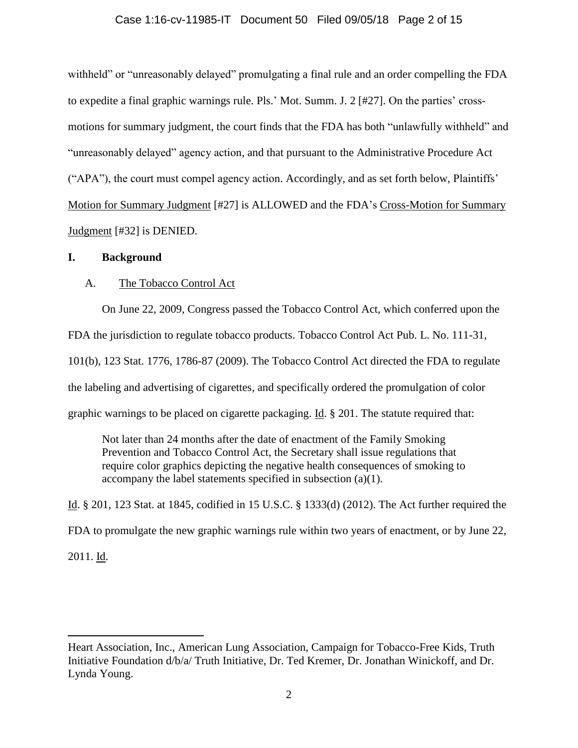withheld" or "unreasonably delayed" promulgating a final rule and an order compelling the FDA to expedite a final graphic warnings rule. Pls.' Mot. Summ. J. 2 [#27]. On the parties' cross-motions for summary judgment, the court finds that the FDA has both "unlawfully withheld" and "unreasonably delayed" agency action, and that pursuant to the Administrative Procedure Act ("APA"), the court must compel agency action. Accordingly, and as set forth below, Plaintiffs' Motion for Summary Judgment [#27] is ALLOWED and the FDA's Cross-Motion for Summary Judgment [#32] is DENIED.

## I. Background

### A. The Tobacco Control Act

On June 22, 2009, Congress passed the Tobacco Control Act, which conferred upon the FDA the jurisdiction to regulate tobacco products. Tobacco Control Act Pub. L. No. 111-31, 101(b), 123 Stat. 1776, 1786-87 (2009). The Tobacco Control Act directed the FDA to regulate the labeling and advertising of cigarettes, and specifically ordered the promulgation of color graphic warnings to be placed on cigarette packaging. Id. § 201. The statute required that:

> Not later than 24 months after the date of enactment of the Family Smoking Prevention and Tobacco Control Act, the Secretary shall issue regulations that require color graphics depicting the negative health consequences of smoking to accompany the label statements specified in subsection (a)(1).

Id. § 201, 123 Stat. at 1845, codified in 15 U.S.C. § 1333(d) (2012). The Act further required the FDA to promulgate the new graphic warnings rule within two years of enactment, or by June 22, 2011. Id.

---

Heart Association, Inc., American Lung Association, Campaign for Tobacco-Free Kids, Truth Initiative Foundation d/b/a/ Truth Initiative, Dr. Ted Kremer, Dr. Jonathan Winickoff, and Dr. Lynda Young.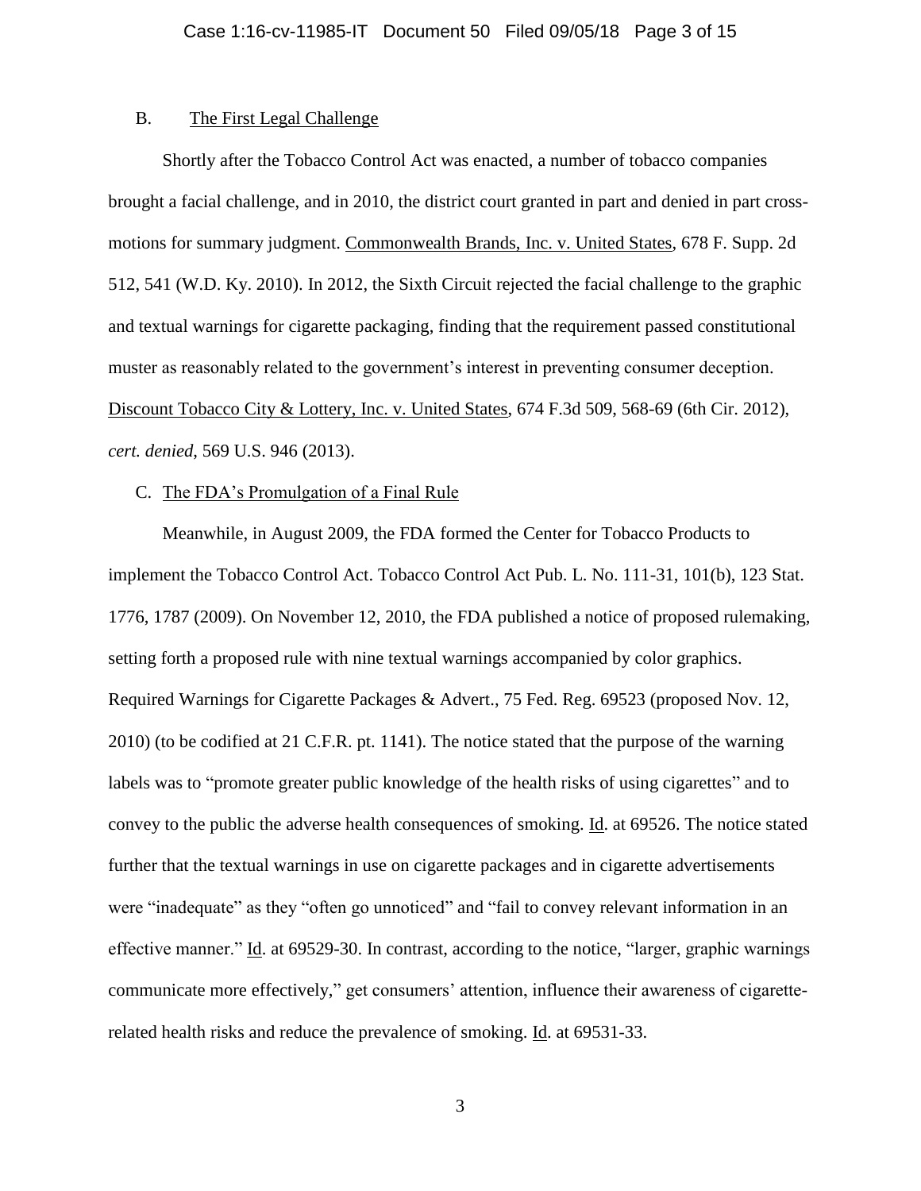### B. The First Legal Challenge

Shortly after the Tobacco Control Act was enacted, a number of tobacco companies brought a facial challenge, and in 2010, the district court granted in part and denied in part cross-motions for summary judgment. Commonwealth Brands, Inc. v. United States, 678 F. Supp. 2d 512, 541 (W.D. Ky. 2010). In 2012, the Sixth Circuit rejected the facial challenge to the graphic and textual warnings for cigarette packaging, finding that the requirement passed constitutional muster as reasonably related to the government's interest in preventing consumer deception. Discount Tobacco City & Lottery, Inc. v. United States, 674 F.3d 509, 568-69 (6th Cir. 2012), *cert. denied*, 569 U.S. 946 (2013).

### C. The FDA's Promulgation of a Final Rule

Meanwhile, in August 2009, the FDA formed the Center for Tobacco Products to implement the Tobacco Control Act. Tobacco Control Act Pub. L. No. 111-31, 101(b), 123 Stat. 1776, 1787 (2009). On November 12, 2010, the FDA published a notice of proposed rulemaking, setting forth a proposed rule with nine textual warnings accompanied by color graphics. Required Warnings for Cigarette Packages & Advert., 75 Fed. Reg. 69523 (proposed Nov. 12, 2010) (to be codified at 21 C.F.R. pt. 1141). The notice stated that the purpose of the warning labels was to "promote greater public knowledge of the health risks of using cigarettes" and to convey to the public the adverse health consequences of smoking. Id. at 69526. The notice stated further that the textual warnings in use on cigarette packages and in cigarette advertisements were "inadequate" as they "often go unnoticed" and "fail to convey relevant information in an effective manner." Id. at 69529-30. In contrast, according to the notice, "larger, graphic warnings communicate more effectively," get consumers' attention, influence their awareness of cigarette-related health risks and reduce the prevalence of smoking. Id. at 69531-33.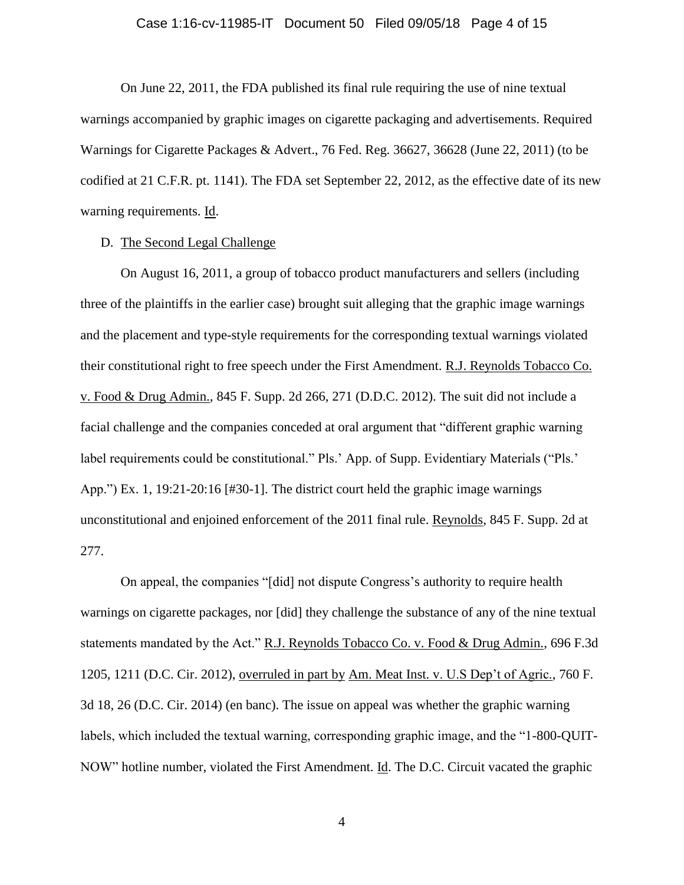On June 22, 2011, the FDA published its final rule requiring the use of nine textual warnings accompanied by graphic images on cigarette packaging and advertisements. Required Warnings for Cigarette Packages & Advert., 76 Fed. Reg. 36627, 36628 (June 22, 2011) (to be codified at 21 C.F.R. pt. 1141). The FDA set September 22, 2012, as the effective date of its new warning requirements. Id.

D. The Second Legal Challenge

On August 16, 2011, a group of tobacco product manufacturers and sellers (including three of the plaintiffs in the earlier case) brought suit alleging that the graphic image warnings and the placement and type-style requirements for the corresponding textual warnings violated their constitutional right to free speech under the First Amendment. R.J. Reynolds Tobacco Co. v. Food & Drug Admin., 845 F. Supp. 2d 266, 271 (D.D.C. 2012). The suit did not include a facial challenge and the companies conceded at oral argument that "different graphic warning label requirements could be constitutional." Pls.' App. of Supp. Evidentiary Materials ("Pls.' App.") Ex. 1, 19:21-20:16 [#30-1]. The district court held the graphic image warnings unconstitutional and enjoined enforcement of the 2011 final rule. Reynolds, 845 F. Supp. 2d at 277.

On appeal, the companies "[did] not dispute Congress's authority to require health warnings on cigarette packages, nor [did] they challenge the substance of any of the nine textual statements mandated by the Act." R.J. Reynolds Tobacco Co. v. Food & Drug Admin., 696 F.3d 1205, 1211 (D.C. Cir. 2012), overruled in part by Am. Meat Inst. v. U.S Dep't of Agric., 760 F. 3d 18, 26 (D.C. Cir. 2014) (en banc). The issue on appeal was whether the graphic warning labels, which included the textual warning, corresponding graphic image, and the "1-800-QUIT-NOW" hotline number, violated the First Amendment. Id. The D.C. Circuit vacated the graphic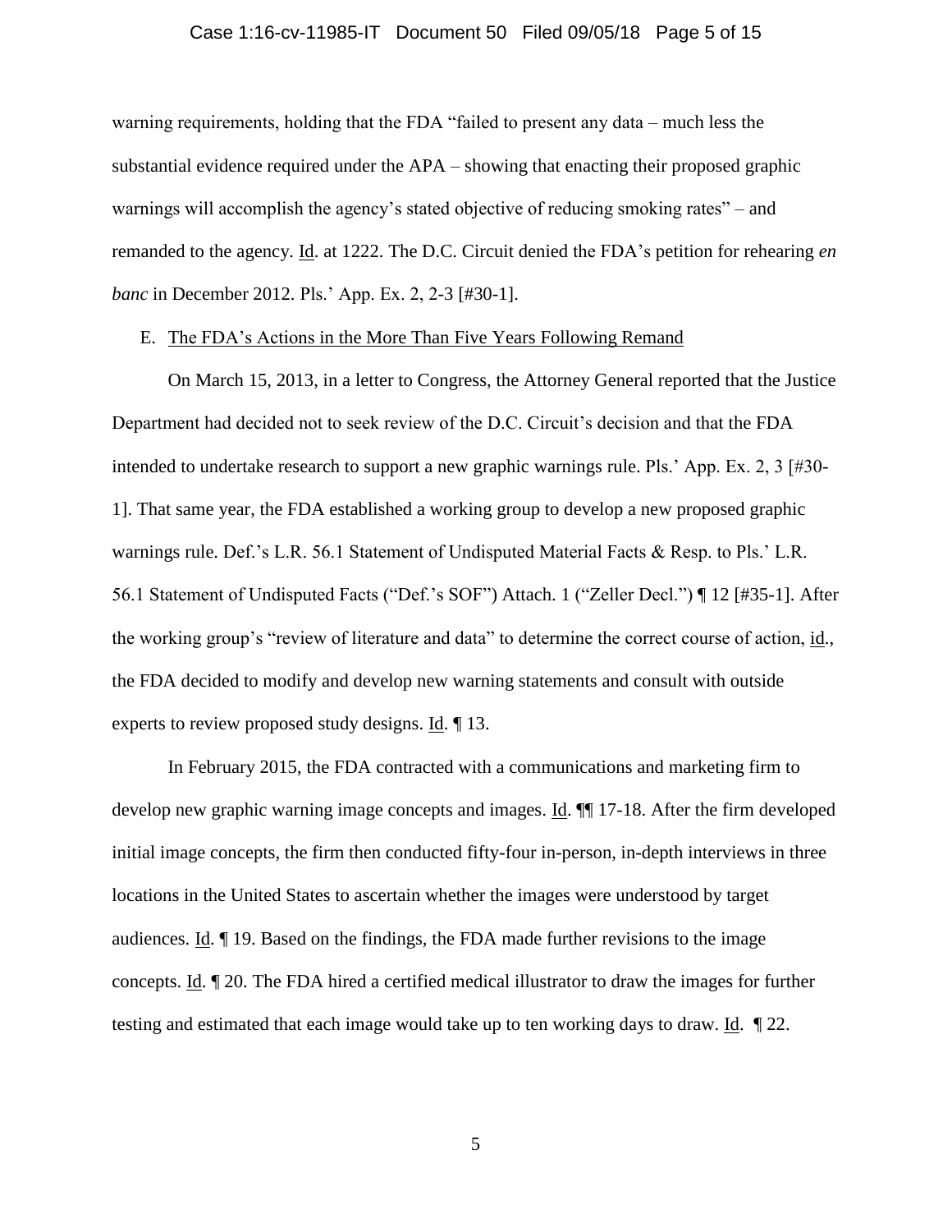warning requirements, holding that the FDA "failed to present any data – much less the substantial evidence required under the APA – showing that enacting their proposed graphic warnings will accomplish the agency's stated objective of reducing smoking rates" – and remanded to the agency. Id. at 1222. The D.C. Circuit denied the FDA's petition for rehearing *en banc* in December 2012. Pls.' App. Ex. 2, 2-3 [#30-1].

E. The FDA's Actions in the More Than Five Years Following Remand

On March 15, 2013, in a letter to Congress, the Attorney General reported that the Justice Department had decided not to seek review of the D.C. Circuit's decision and that the FDA intended to undertake research to support a new graphic warnings rule. Pls.' App. Ex. 2, 3 [#30-1]. That same year, the FDA established a working group to develop a new proposed graphic warnings rule. Def.'s L.R. 56.1 Statement of Undisputed Material Facts & Resp. to Pls.' L.R. 56.1 Statement of Undisputed Facts ("Def.'s SOF") Attach. 1 ("Zeller Decl.") ¶ 12 [#35-1]. After the working group's "review of literature and data" to determine the correct course of action, id., the FDA decided to modify and develop new warning statements and consult with outside experts to review proposed study designs. Id. ¶ 13.

In February 2015, the FDA contracted with a communications and marketing firm to develop new graphic warning image concepts and images. Id. ¶¶ 17-18. After the firm developed initial image concepts, the firm then conducted fifty-four in-person, in-depth interviews in three locations in the United States to ascertain whether the images were understood by target audiences. Id. ¶ 19. Based on the findings, the FDA made further revisions to the image concepts. Id. ¶ 20. The FDA hired a certified medical illustrator to draw the images for further testing and estimated that each image would take up to ten working days to draw. Id. ¶ 22.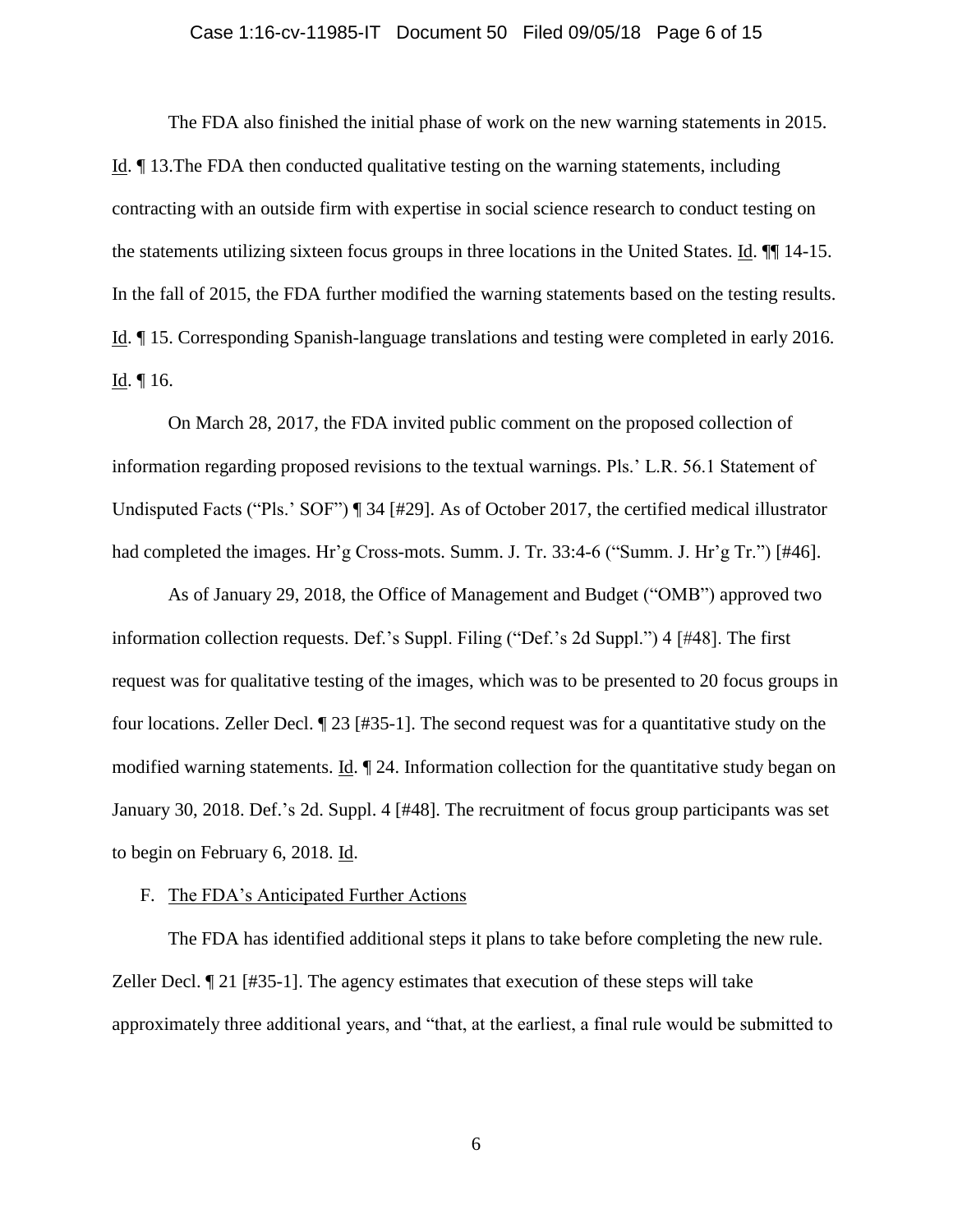The FDA also finished the initial phase of work on the new warning statements in 2015. Id. ¶ 13.The FDA then conducted qualitative testing on the warning statements, including contracting with an outside firm with expertise in social science research to conduct testing on the statements utilizing sixteen focus groups in three locations in the United States. Id. ¶¶ 14-15. In the fall of 2015, the FDA further modified the warning statements based on the testing results. Id. ¶ 15. Corresponding Spanish-language translations and testing were completed in early 2016. Id. ¶ 16.

On March 28, 2017, the FDA invited public comment on the proposed collection of information regarding proposed revisions to the textual warnings. Pls.' L.R. 56.1 Statement of Undisputed Facts ("Pls.' SOF") ¶ 34 [#29]. As of October 2017, the certified medical illustrator had completed the images. Hr'g Cross-mots. Summ. J. Tr. 33:4-6 ("Summ. J. Hr'g Tr.") [#46].

As of January 29, 2018, the Office of Management and Budget ("OMB") approved two information collection requests. Def.'s Suppl. Filing ("Def.'s 2d Suppl.") 4 [#48]. The first request was for qualitative testing of the images, which was to be presented to 20 focus groups in four locations. Zeller Decl. ¶ 23 [#35-1]. The second request was for a quantitative study on the modified warning statements. Id. ¶ 24. Information collection for the quantitative study began on January 30, 2018. Def.'s 2d. Suppl. 4 [#48]. The recruitment of focus group participants was set to begin on February 6, 2018. Id.

F. The FDA's Anticipated Further Actions

The FDA has identified additional steps it plans to take before completing the new rule. Zeller Decl. ¶ 21 [#35-1]. The agency estimates that execution of these steps will take approximately three additional years, and "that, at the earliest, a final rule would be submitted to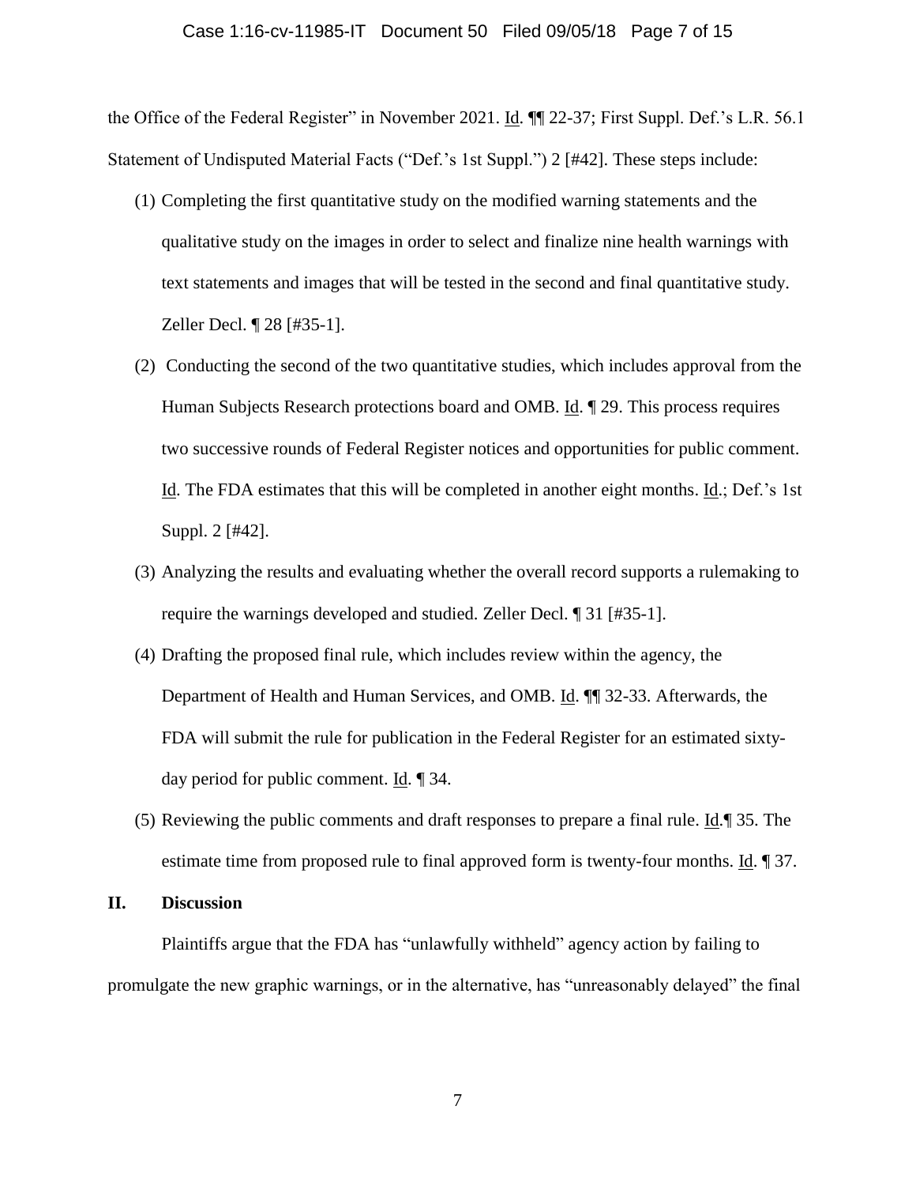the Office of the Federal Register" in November 2021. Id. ¶¶ 22-37; First Suppl. Def.'s L.R. 56.1 Statement of Undisputed Material Facts ("Def.'s 1st Suppl.") 2 [#42]. These steps include:

(1) Completing the first quantitative study on the modified warning statements and the qualitative study on the images in order to select and finalize nine health warnings with text statements and images that will be tested in the second and final quantitative study. Zeller Decl. ¶ 28 [#35-1].

(2) Conducting the second of the two quantitative studies, which includes approval from the Human Subjects Research protections board and OMB. Id. ¶ 29. This process requires two successive rounds of Federal Register notices and opportunities for public comment. Id. The FDA estimates that this will be completed in another eight months. Id.; Def.'s 1st Suppl. 2 [#42].

(3) Analyzing the results and evaluating whether the overall record supports a rulemaking to require the warnings developed and studied. Zeller Decl. ¶ 31 [#35-1].

(4) Drafting the proposed final rule, which includes review within the agency, the Department of Health and Human Services, and OMB. Id. ¶¶ 32-33. Afterwards, the FDA will submit the rule for publication in the Federal Register for an estimated sixty-day period for public comment. Id. ¶ 34.

(5) Reviewing the public comments and draft responses to prepare a final rule. Id.¶ 35. The estimate time from proposed rule to final approved form is twenty-four months. Id. ¶ 37.

## II. Discussion

Plaintiffs argue that the FDA has "unlawfully withheld" agency action by failing to promulgate the new graphic warnings, or in the alternative, has "unreasonably delayed" the final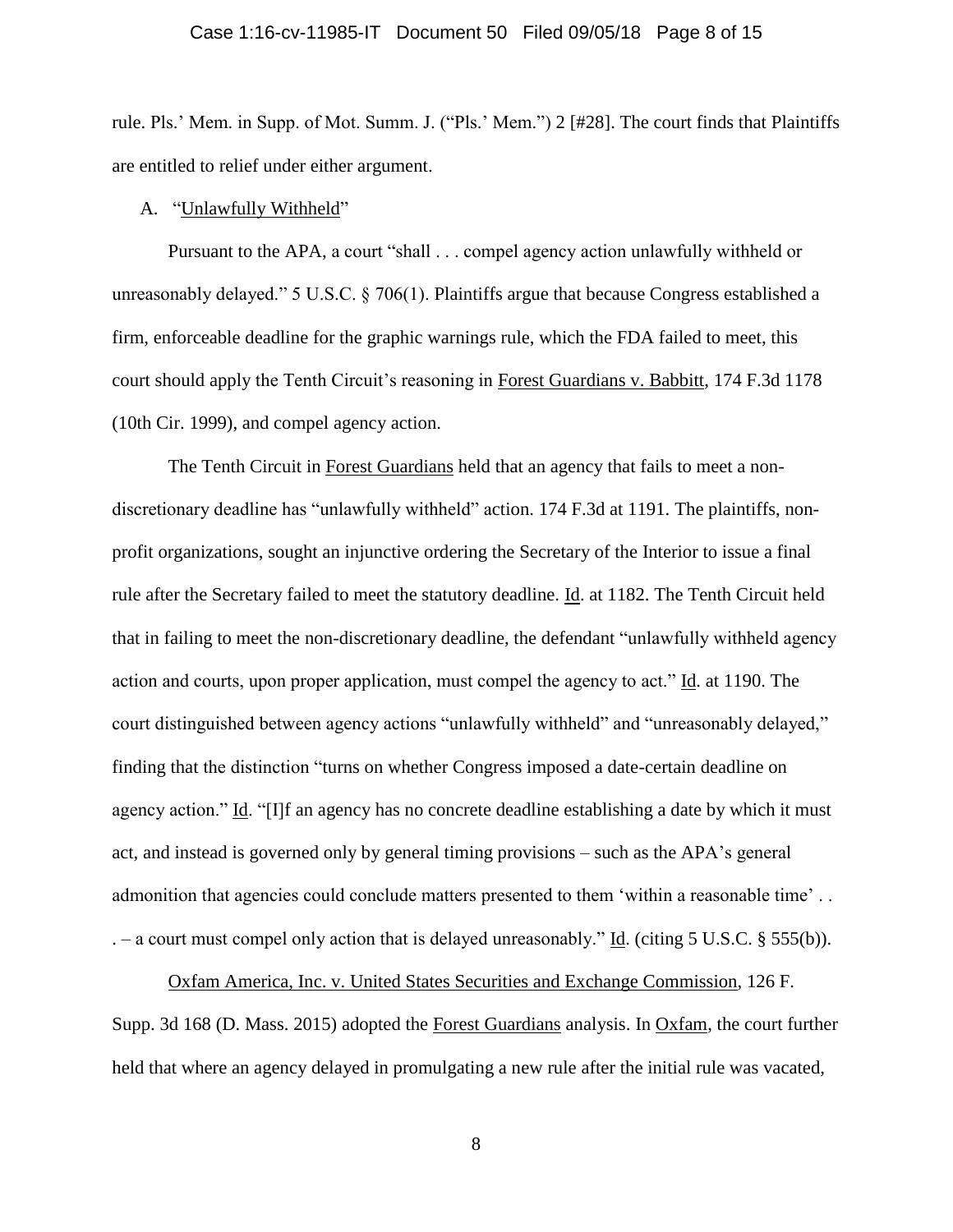rule. Pls.' Mem. in Supp. of Mot. Summ. J. ("Pls.' Mem.") 2 [#28]. The court finds that Plaintiffs are entitled to relief under either argument.

A. "Unlawfully Withheld"

Pursuant to the APA, a court "shall . . . compel agency action unlawfully withheld or unreasonably delayed." 5 U.S.C. § 706(1). Plaintiffs argue that because Congress established a firm, enforceable deadline for the graphic warnings rule, which the FDA failed to meet, this court should apply the Tenth Circuit's reasoning in Forest Guardians v. Babbitt, 174 F.3d 1178 (10th Cir. 1999), and compel agency action.

The Tenth Circuit in Forest Guardians held that an agency that fails to meet a non-discretionary deadline has "unlawfully withheld" action. 174 F.3d at 1191. The plaintiffs, non-profit organizations, sought an injunctive ordering the Secretary of the Interior to issue a final rule after the Secretary failed to meet the statutory deadline. Id. at 1182. The Tenth Circuit held that in failing to meet the non-discretionary deadline, the defendant "unlawfully withheld agency action and courts, upon proper application, must compel the agency to act." Id. at 1190. The court distinguished between agency actions "unlawfully withheld" and "unreasonably delayed," finding that the distinction "turns on whether Congress imposed a date-certain deadline on agency action." Id. "[I]f an agency has no concrete deadline establishing a date by which it must act, and instead is governed only by general timing provisions – such as the APA's general admonition that agencies could conclude matters presented to them 'within a reasonable time' . . . – a court must compel only action that is delayed unreasonably." Id. (citing 5 U.S.C. § 555(b)).

Oxfam America, Inc. v. United States Securities and Exchange Commission, 126 F. Supp. 3d 168 (D. Mass. 2015) adopted the Forest Guardians analysis. In Oxfam, the court further held that where an agency delayed in promulgating a new rule after the initial rule was vacated,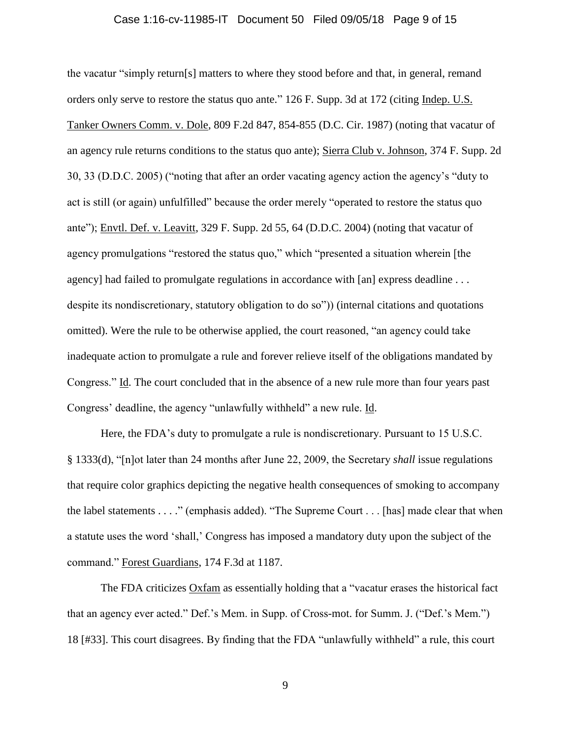the vacatur "simply return[s] matters to where they stood before and that, in general, remand orders only serve to restore the status quo ante." 126 F. Supp. 3d at 172 (citing Indep. U.S. Tanker Owners Comm. v. Dole, 809 F.2d 847, 854-855 (D.C. Cir. 1987) (noting that vacatur of an agency rule returns conditions to the status quo ante); Sierra Club v. Johnson, 374 F. Supp. 2d 30, 33 (D.D.C. 2005) ("noting that after an order vacating agency action the agency's "duty to act is still (or again) unfulfilled" because the order merely "operated to restore the status quo ante"); Envtl. Def. v. Leavitt, 329 F. Supp. 2d 55, 64 (D.D.C. 2004) (noting that vacatur of agency promulgations "restored the status quo," which "presented a situation wherein [the agency] had failed to promulgate regulations in accordance with [an] express deadline . . . despite its nondiscretionary, statutory obligation to do so")) (internal citations and quotations omitted). Were the rule to be otherwise applied, the court reasoned, "an agency could take inadequate action to promulgate a rule and forever relieve itself of the obligations mandated by Congress." Id. The court concluded that in the absence of a new rule more than four years past Congress' deadline, the agency "unlawfully withheld" a new rule. Id.

Here, the FDA's duty to promulgate a rule is nondiscretionary. Pursuant to 15 U.S.C. § 1333(d), "[n]ot later than 24 months after June 22, 2009, the Secretary *shall* issue regulations that require color graphics depicting the negative health consequences of smoking to accompany the label statements . . . ." (emphasis added). "The Supreme Court . . . [has] made clear that when a statute uses the word 'shall,' Congress has imposed a mandatory duty upon the subject of the command." Forest Guardians, 174 F.3d at 1187.

The FDA criticizes Oxfam as essentially holding that a "vacatur erases the historical fact that an agency ever acted." Def.'s Mem. in Supp. of Cross-mot. for Summ. J. ("Def.'s Mem.") 18 [#33]. This court disagrees. By finding that the FDA "unlawfully withheld" a rule, this court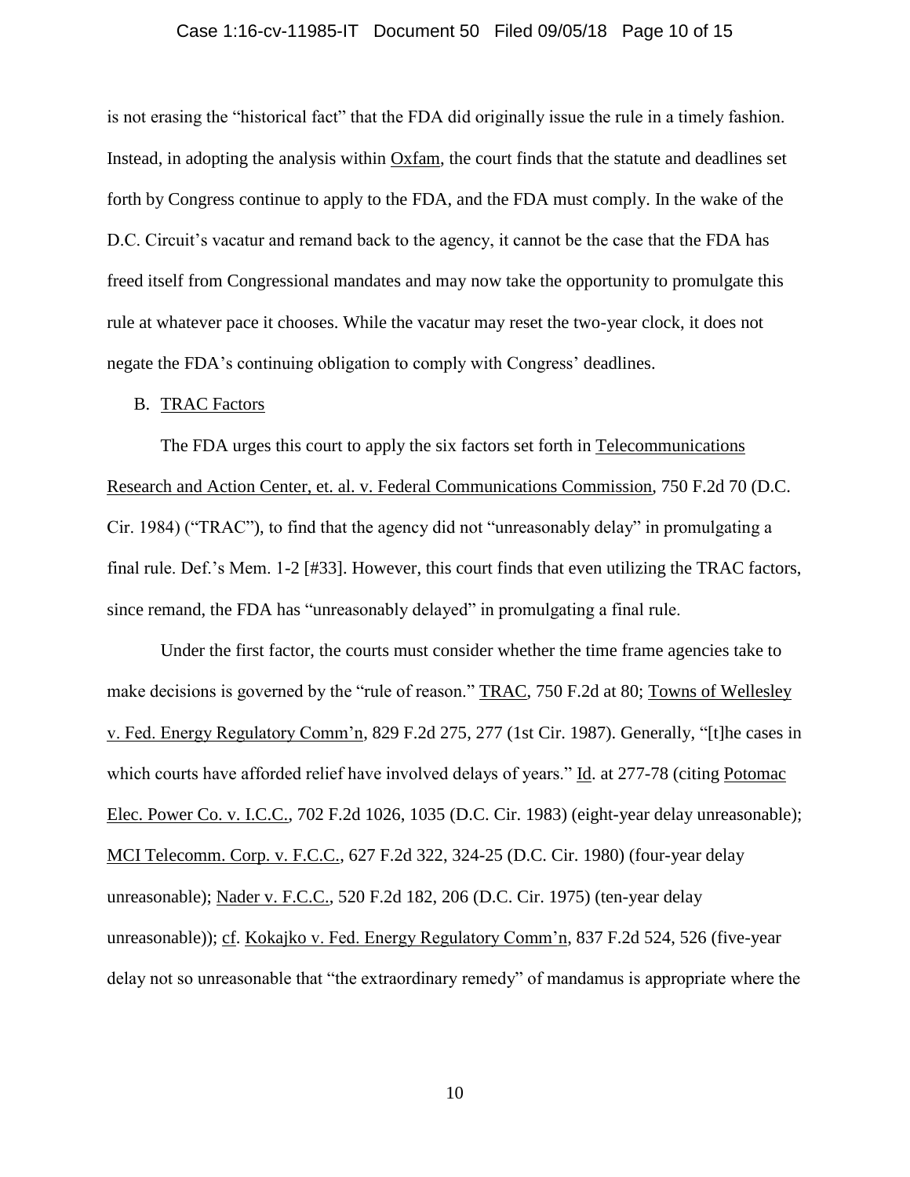is not erasing the "historical fact" that the FDA did originally issue the rule in a timely fashion. Instead, in adopting the analysis within Oxfam, the court finds that the statute and deadlines set forth by Congress continue to apply to the FDA, and the FDA must comply. In the wake of the D.C. Circuit's vacatur and remand back to the agency, it cannot be the case that the FDA has freed itself from Congressional mandates and may now take the opportunity to promulgate this rule at whatever pace it chooses. While the vacatur may reset the two-year clock, it does not negate the FDA's continuing obligation to comply with Congress' deadlines.

B. TRAC Factors

The FDA urges this court to apply the six factors set forth in Telecommunications Research and Action Center, et. al. v. Federal Communications Commission, 750 F.2d 70 (D.C. Cir. 1984) ("TRAC"), to find that the agency did not "unreasonably delay" in promulgating a final rule. Def.'s Mem. 1-2 [#33]. However, this court finds that even utilizing the TRAC factors, since remand, the FDA has "unreasonably delayed" in promulgating a final rule.

Under the first factor, the courts must consider whether the time frame agencies take to make decisions is governed by the "rule of reason." TRAC, 750 F.2d at 80; Towns of Wellesley v. Fed. Energy Regulatory Comm'n, 829 F.2d 275, 277 (1st Cir. 1987). Generally, "[t]he cases in which courts have afforded relief have involved delays of years." Id. at 277-78 (citing Potomac Elec. Power Co. v. I.C.C., 702 F.2d 1026, 1035 (D.C. Cir. 1983) (eight-year delay unreasonable); MCI Telecomm. Corp. v. F.C.C., 627 F.2d 322, 324-25 (D.C. Cir. 1980) (four-year delay unreasonable); Nader v. F.C.C., 520 F.2d 182, 206 (D.C. Cir. 1975) (ten-year delay unreasonable)); cf. Kokajko v. Fed. Energy Regulatory Comm'n, 837 F.2d 524, 526 (five-year delay not so unreasonable that "the extraordinary remedy" of mandamus is appropriate where the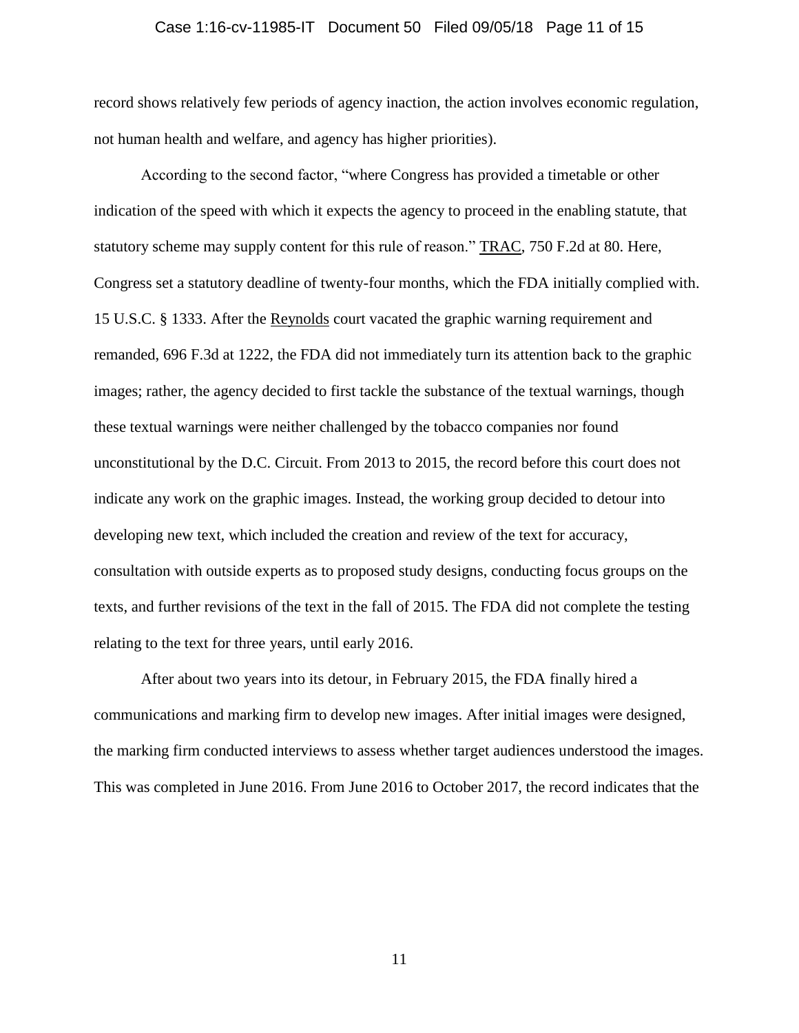record shows relatively few periods of agency inaction, the action involves economic regulation, not human health and welfare, and agency has higher priorities).

According to the second factor, "where Congress has provided a timetable or other indication of the speed with which it expects the agency to proceed in the enabling statute, that statutory scheme may supply content for this rule of reason." TRAC, 750 F.2d at 80. Here, Congress set a statutory deadline of twenty-four months, which the FDA initially complied with. 15 U.S.C. § 1333. After the Reynolds court vacated the graphic warning requirement and remanded, 696 F.3d at 1222, the FDA did not immediately turn its attention back to the graphic images; rather, the agency decided to first tackle the substance of the textual warnings, though these textual warnings were neither challenged by the tobacco companies nor found unconstitutional by the D.C. Circuit. From 2013 to 2015, the record before this court does not indicate any work on the graphic images. Instead, the working group decided to detour into developing new text, which included the creation and review of the text for accuracy, consultation with outside experts as to proposed study designs, conducting focus groups on the texts, and further revisions of the text in the fall of 2015. The FDA did not complete the testing relating to the text for three years, until early 2016.

After about two years into its detour, in February 2015, the FDA finally hired a communications and marking firm to develop new images. After initial images were designed, the marking firm conducted interviews to assess whether target audiences understood the images. This was completed in June 2016. From June 2016 to October 2017, the record indicates that the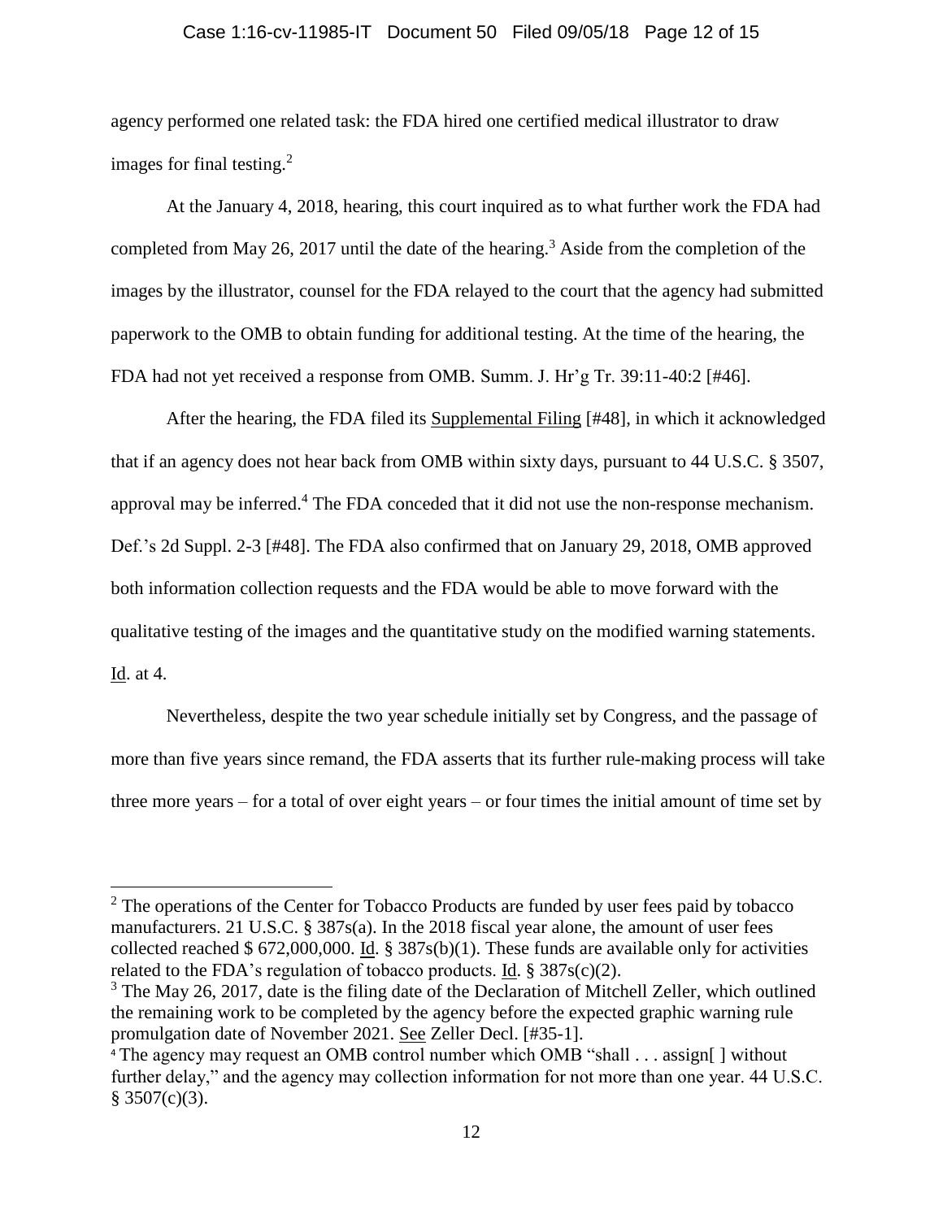agency performed one related task: the FDA hired one certified medical illustrator to draw images for final testing.[2]

At the January 4, 2018, hearing, this court inquired as to what further work the FDA had completed from May 26, 2017 until the date of the hearing.[3] Aside from the completion of the images by the illustrator, counsel for the FDA relayed to the court that the agency had submitted paperwork to the OMB to obtain funding for additional testing. At the time of the hearing, the FDA had not yet received a response from OMB. Summ. J. Hr'g Tr. 39:11-40:2 [#46].

After the hearing, the FDA filed its Supplemental Filing [#48], in which it acknowledged that if an agency does not hear back from OMB within sixty days, pursuant to 44 U.S.C. § 3507, approval may be inferred.[4] The FDA conceded that it did not use the non-response mechanism. Def.'s 2d Suppl. 2-3 [#48]. The FDA also confirmed that on January 29, 2018, OMB approved both information collection requests and the FDA would be able to move forward with the qualitative testing of the images and the quantitative study on the modified warning statements. Id. at 4.

Nevertheless, despite the two year schedule initially set by Congress, and the passage of more than five years since remand, the FDA asserts that its further rule-making process will take three more years – for a total of over eight years – or four times the initial amount of time set by

---

[2] The operations of the Center for Tobacco Products are funded by user fees paid by tobacco manufacturers. 21 U.S.C. § 387s(a). In the 2018 fiscal year alone, the amount of user fees collected reached $ 672,000,000. Id. § 387s(b)(1). These funds are available only for activities related to the FDA's regulation of tobacco products. Id. § 387s(c)(2).

[3] The May 26, 2017, date is the filing date of the Declaration of Mitchell Zeller, which outlined the remaining work to be completed by the agency before the expected graphic warning rule promulgation date of November 2021. See Zeller Decl. [#35-1].

[4] The agency may request an OMB control number which OMB "shall . . . assign[ ] without further delay," and the agency may collection information for not more than one year. 44 U.S.C. § 3507(c)(3).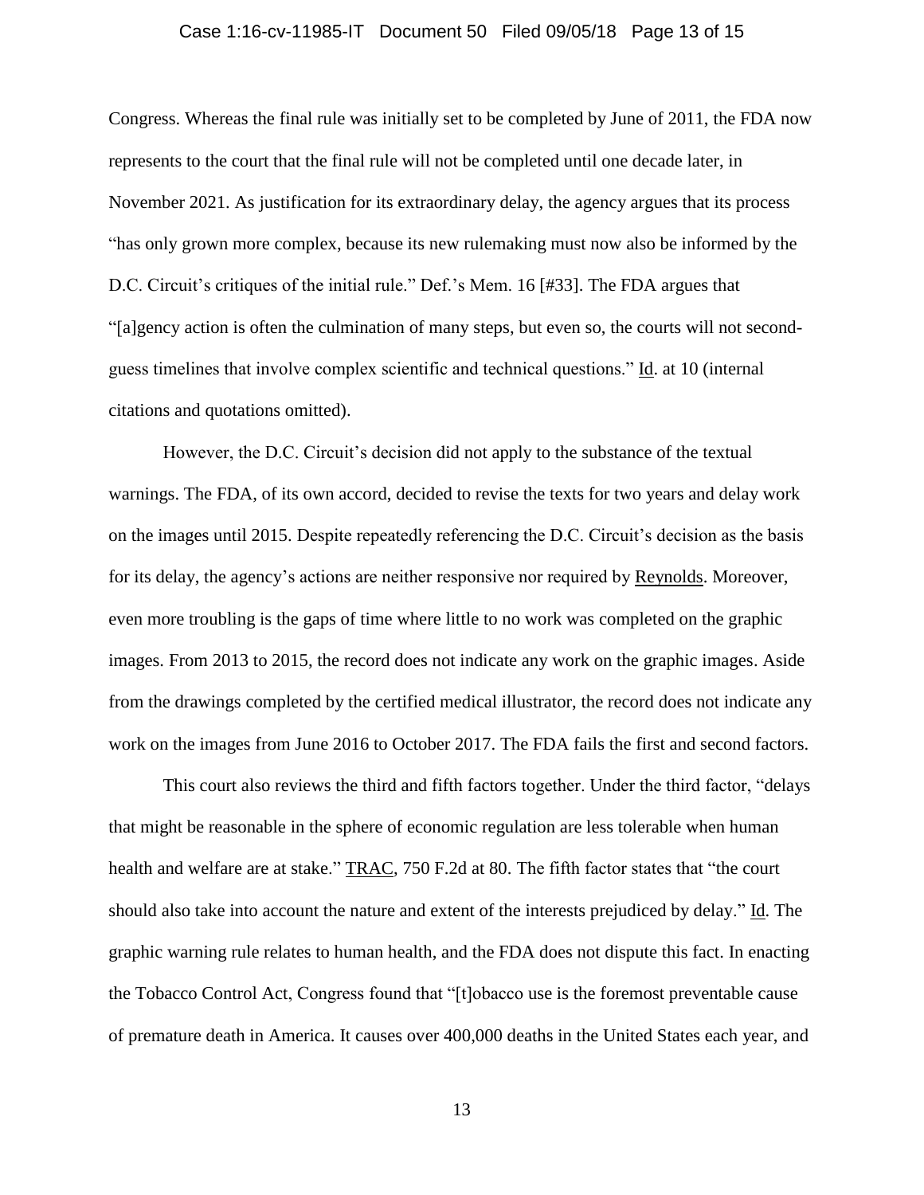Congress. Whereas the final rule was initially set to be completed by June of 2011, the FDA now represents to the court that the final rule will not be completed until one decade later, in November 2021. As justification for its extraordinary delay, the agency argues that its process "has only grown more complex, because its new rulemaking must now also be informed by the D.C. Circuit's critiques of the initial rule." Def.'s Mem. 16 [#33]. The FDA argues that "[a]gency action is often the culmination of many steps, but even so, the courts will not second-guess timelines that involve complex scientific and technical questions." Id. at 10 (internal citations and quotations omitted).

However, the D.C. Circuit's decision did not apply to the substance of the textual warnings. The FDA, of its own accord, decided to revise the texts for two years and delay work on the images until 2015. Despite repeatedly referencing the D.C. Circuit's decision as the basis for its delay, the agency's actions are neither responsive nor required by Reynolds. Moreover, even more troubling is the gaps of time where little to no work was completed on the graphic images. From 2013 to 2015, the record does not indicate any work on the graphic images. Aside from the drawings completed by the certified medical illustrator, the record does not indicate any work on the images from June 2016 to October 2017. The FDA fails the first and second factors.

This court also reviews the third and fifth factors together. Under the third factor, "delays that might be reasonable in the sphere of economic regulation are less tolerable when human health and welfare are at stake." TRAC, 750 F.2d at 80. The fifth factor states that "the court should also take into account the nature and extent of the interests prejudiced by delay." Id. The graphic warning rule relates to human health, and the FDA does not dispute this fact. In enacting the Tobacco Control Act, Congress found that "[t]obacco use is the foremost preventable cause of premature death in America. It causes over 400,000 deaths in the United States each year, and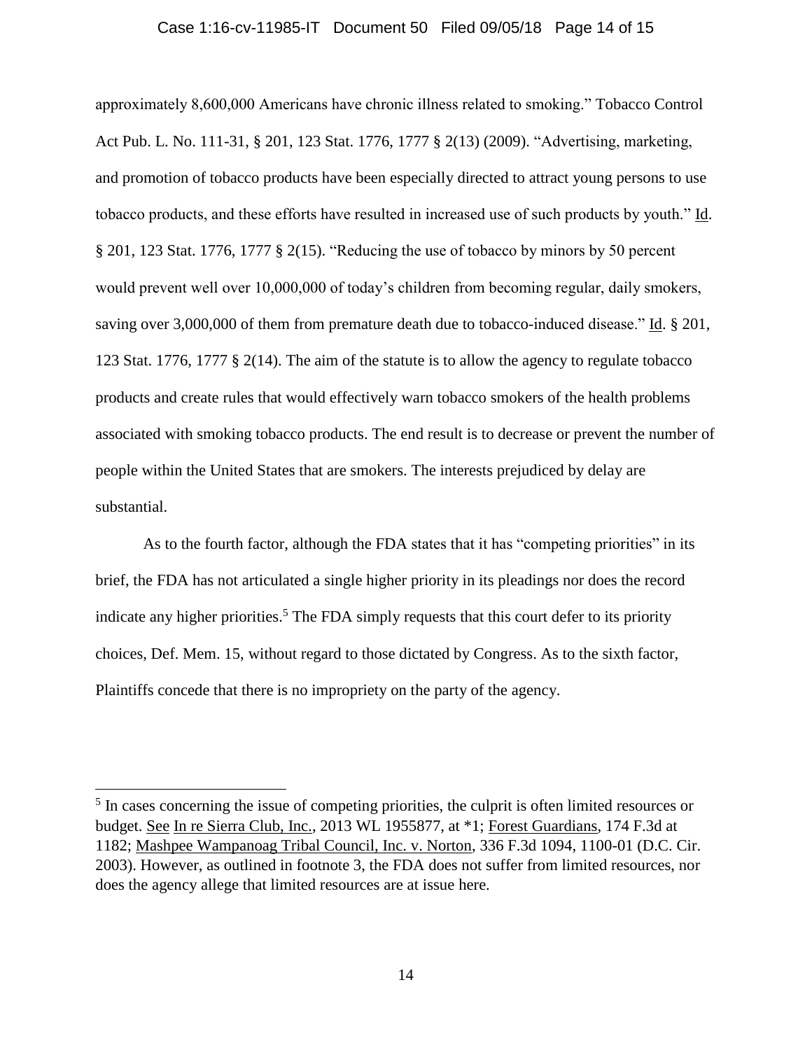approximately 8,600,000 Americans have chronic illness related to smoking." Tobacco Control Act Pub. L. No. 111-31, § 201, 123 Stat. 1776, 1777 § 2(13) (2009). "Advertising, marketing, and promotion of tobacco products have been especially directed to attract young persons to use tobacco products, and these efforts have resulted in increased use of such products by youth." Id. § 201, 123 Stat. 1776, 1777 § 2(15). "Reducing the use of tobacco by minors by 50 percent would prevent well over 10,000,000 of today's children from becoming regular, daily smokers, saving over 3,000,000 of them from premature death due to tobacco-induced disease." Id. § 201, 123 Stat. 1776, 1777 § 2(14). The aim of the statute is to allow the agency to regulate tobacco products and create rules that would effectively warn tobacco smokers of the health problems associated with smoking tobacco products. The end result is to decrease or prevent the number of people within the United States that are smokers. The interests prejudiced by delay are substantial.

As to the fourth factor, although the FDA states that it has "competing priorities" in its brief, the FDA has not articulated a single higher priority in its pleadings nor does the record indicate any higher priorities.[5] The FDA simply requests that this court defer to its priority choices, Def. Mem. 15, without regard to those dictated by Congress. As to the sixth factor, Plaintiffs concede that there is no impropriety on the party of the agency.

---

[5] In cases concerning the issue of competing priorities, the culprit is often limited resources or budget. See In re Sierra Club, Inc., 2013 WL 1955877, at *1; Forest Guardians, 174 F.3d at 1182; Mashpee Wampanoag Tribal Council, Inc. v. Norton, 336 F.3d 1094, 1100-01 (D.C. Cir. 2003). However, as outlined in footnote 3, the FDA does not suffer from limited resources, nor does the agency allege that limited resources are at issue here.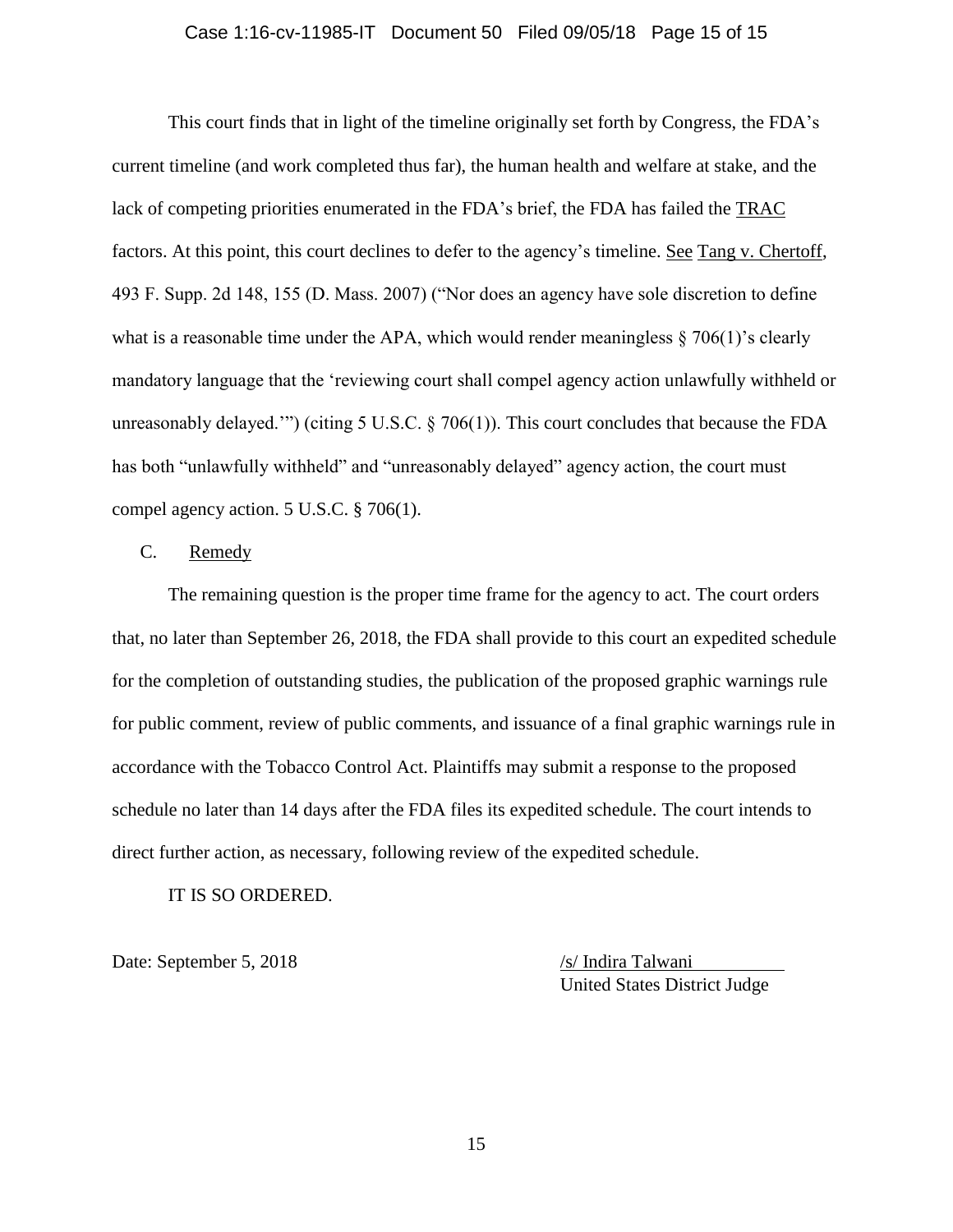This court finds that in light of the timeline originally set forth by Congress, the FDA's current timeline (and work completed thus far), the human health and welfare at stake, and the lack of competing priorities enumerated in the FDA's brief, the FDA has failed the TRAC factors. At this point, this court declines to defer to the agency's timeline. See Tang v. Chertoff, 493 F. Supp. 2d 148, 155 (D. Mass. 2007) ("Nor does an agency have sole discretion to define what is a reasonable time under the APA, which would render meaningless § 706(1)'s clearly mandatory language that the 'reviewing court shall compel agency action unlawfully withheld or unreasonably delayed.'") (citing 5 U.S.C. § 706(1)). This court concludes that because the FDA has both "unlawfully withheld" and "unreasonably delayed" agency action, the court must compel agency action. 5 U.S.C. § 706(1).

C. Remedy

The remaining question is the proper time frame for the agency to act. The court orders that, no later than September 26, 2018, the FDA shall provide to this court an expedited schedule for the completion of outstanding studies, the publication of the proposed graphic warnings rule for public comment, review of public comments, and issuance of a final graphic warnings rule in accordance with the Tobacco Control Act. Plaintiffs may submit a response to the proposed schedule no later than 14 days after the FDA files its expedited schedule. The court intends to direct further action, as necessary, following review of the expedited schedule.

IT IS SO ORDERED.

Date: September 5, 2018

/s/ Indira Talwani
United States District Judge